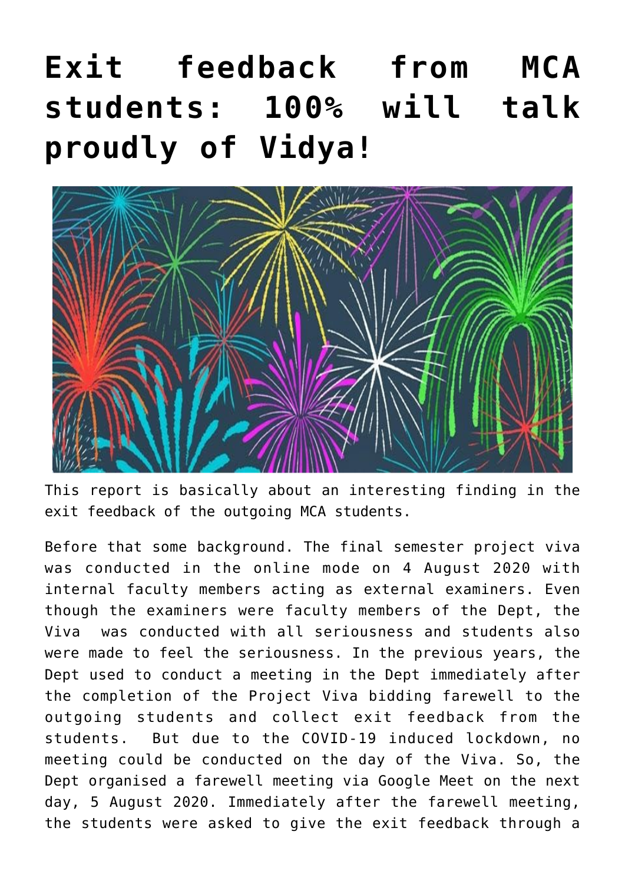# Exit feedback from MCA students: 100% will talk proudly of Vidya!

This report is basically about an interesting finding in the exit feedback of the outgoing MCA students.

Before that some background. The final semester project viva was conducted in the online mode on 4 August 2020 with internal faculty members acting as external examiners. Even though the examiners were faculty members of the Dept, the Viva was conducted with all seriousness and students also were made to feel the seriousness. In the previous years, the Dept used to conduct a meeting in the Dept immediately after the completion of the Project Viva bidding farewell to the outgoing students and collect exit feedback from the students. But due to the COVID-19 induced lockdown, no meeting could be conducted on the day of the Viva. So, the Dept organised a farewell meeting via Google Meet on the next day, 5 August 2020. Immediately after the farewell meeting, the students were asked to give the exit feedback through a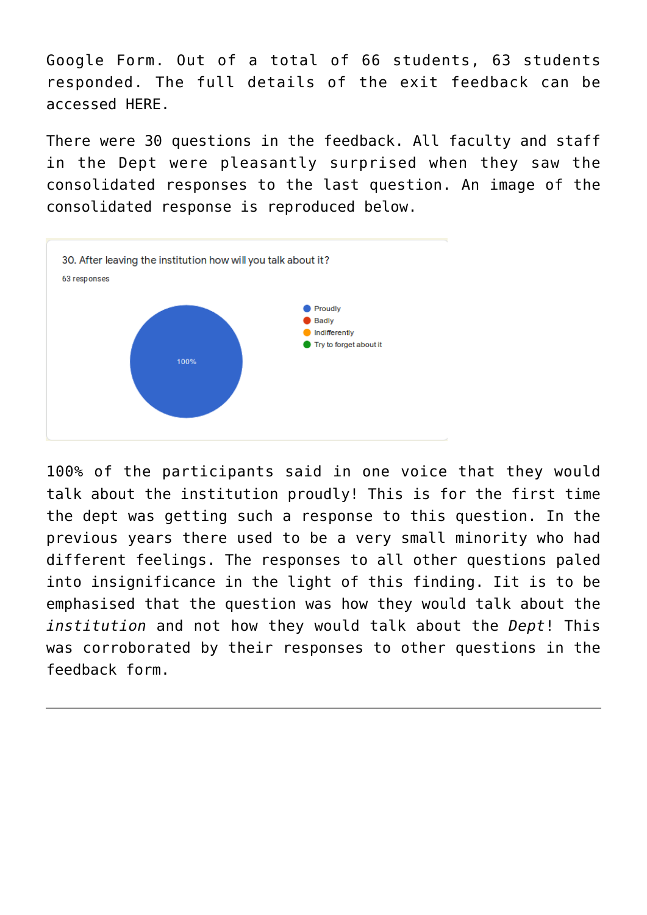Google Form. Out of a total of 66 students, 63 students responded. The full details of the exit feedback can be accessed HERE.

There were 30 questions in the feedback. All faculty and staff in the Dept were pleasantly surprised when they saw the consolidated responses to the last question. An image of the consolidated response is reproduced below.

30. After leaving the institution how will you talk about it?

63 responses

Proudly
Badly
Indifferently
Try to forget about it

100%

100% of the participants said in one voice that they would talk about the institution proudly! This is for the first time the dept was getting such a response to this question. In the previous years there used to be a very small minority who had different feelings. The responses to all other questions paled into insignificance in the light of this finding. Iit is to be emphasised that the question was how they would talk about the *institution* and not how they would talk about the *Dept*! This was corroborated by their responses to other questions in the feedback form.

---